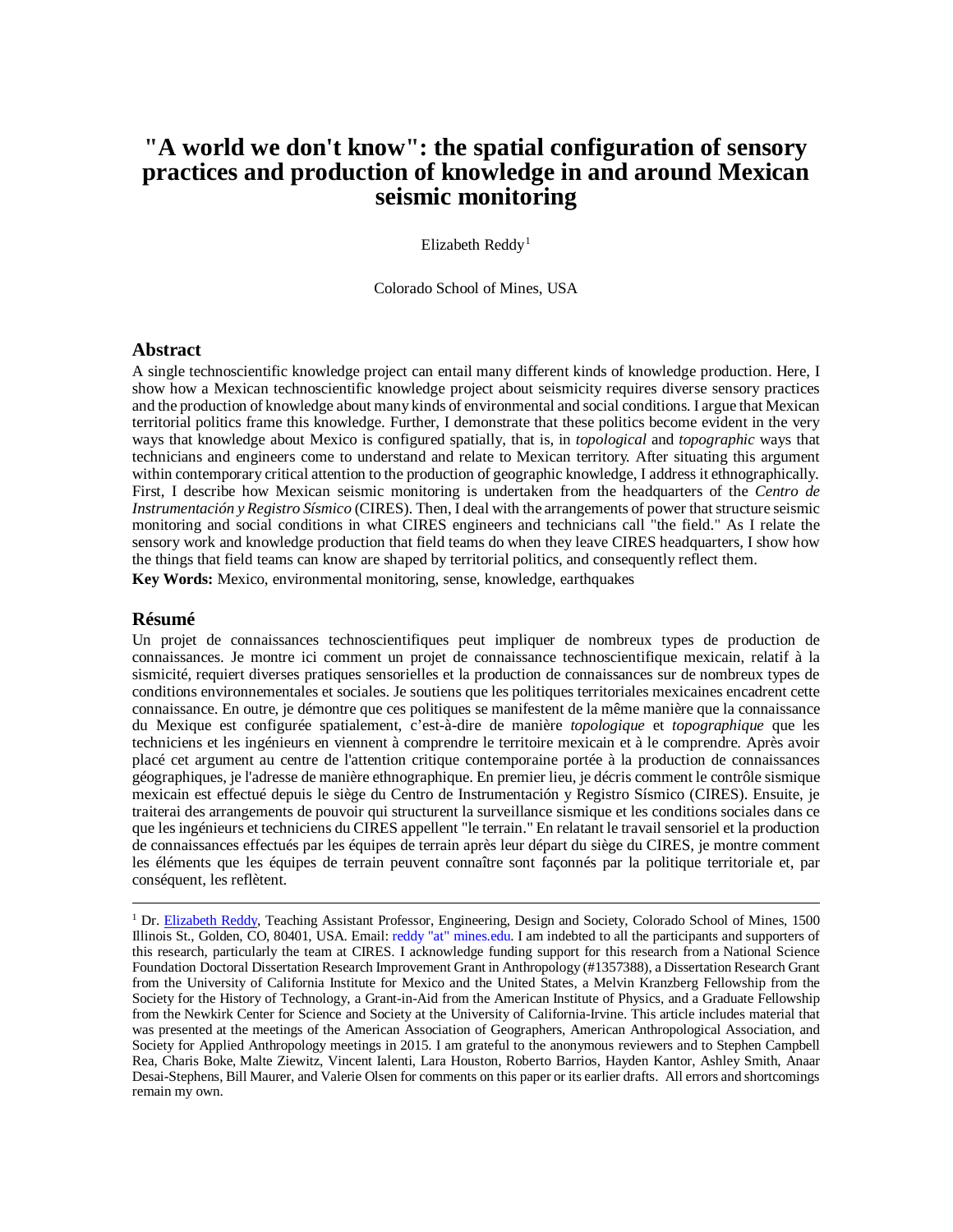# "A world we don't know": the spatial configuration of sensory practices and production of knowledge in and around Mexican seismic monitoring

Elizabeth Reddy[1]

Colorado School of Mines, USA

## Abstract

A single technoscientific knowledge project can entail many different kinds of knowledge production. Here, I show how a Mexican technoscientific knowledge project about seismicity requires diverse sensory practices and the production of knowledge about many kinds of environmental and social conditions. I argue that Mexican territorial politics frame this knowledge. Further, I demonstrate that these politics become evident in the very ways that knowledge about Mexico is configured spatially, that is, in *topological* and *topographic* ways that technicians and engineers come to understand and relate to Mexican territory. After situating this argument within contemporary critical attention to the production of geographic knowledge, I address it ethnographically. First, I describe how Mexican seismic monitoring is undertaken from the headquarters of the *Centro de Instrumentación y Registro Sísmico* (CIRES). Then, I deal with the arrangements of power that structure seismic monitoring and social conditions in what CIRES engineers and technicians call "the field." As I relate the sensory work and knowledge production that field teams do when they leave CIRES headquarters, I show how the things that field teams can know are shaped by territorial politics, and consequently reflect them.

**Key Words:** Mexico, environmental monitoring, sense, knowledge, earthquakes

## Résumé

Un projet de connaissances technoscientifiques peut impliquer de nombreux types de production de connaissances. Je montre ici comment un projet de connaissance technoscientifique mexicain, relatif à la sismicité, requiert diverses pratiques sensorielles et la production de connaissances sur de nombreux types de conditions environnementales et sociales. Je soutiens que les politiques territoriales mexicaines encadrent cette connaissance. En outre, je démontre que ces politiques se manifestent de la même manière que la connaissance du Mexique est configurée spatialement, c'est-à-dire de manière *topologique* et *topographique* que les techniciens et les ingénieurs en viennent à comprendre le territoire mexicain et à le comprendre. Après avoir placé cet argument au centre de l'attention critique contemporaine portée à la production de connaissances géographiques, je l'adresse de manière ethnographique. En premier lieu, je décris comment le contrôle sismique mexicain est effectué depuis le siège du Centro de Instrumentación y Registro Sísmico (CIRES). Ensuite, je traiterai des arrangements de pouvoir qui structurent la surveillance sismique et les conditions sociales dans ce que les ingénieurs et techniciens du CIRES appellent "le terrain." En relatant le travail sensoriel et la production de connaissances effectués par les équipes de terrain après leur départ du siège du CIRES, je montre comment les éléments que les équipes de terrain peuvent connaître sont façonnés par la politique territoriale et, par conséquent, les reflètent.

---

[1] Dr. Elizabeth Reddy, Teaching Assistant Professor, Engineering, Design and Society, Colorado School of Mines, 1500 Illinois St., Golden, CO, 80401, USA. Email: reddy "at" mines.edu. I am indebted to all the participants and supporters of this research, particularly the team at CIRES. I acknowledge funding support for this research from a National Science Foundation Doctoral Dissertation Research Improvement Grant in Anthropology (#1357388), a Dissertation Research Grant from the University of California Institute for Mexico and the United States, a Melvin Kranzberg Fellowship from the Society for the History of Technology, a Grant-in-Aid from the American Institute of Physics, and a Graduate Fellowship from the Newkirk Center for Science and Society at the University of California-Irvine. This article includes material that was presented at the meetings of the American Association of Geographers, American Anthropological Association, and Society for Applied Anthropology meetings in 2015. I am grateful to the anonymous reviewers and to Stephen Campbell Rea, Charis Boke, Malte Ziewitz, Vincent Ialenti, Lara Houston, Roberto Barrios, Hayden Kantor, Ashley Smith, Anaar Desai-Stephens, Bill Maurer, and Valerie Olsen for comments on this paper or its earlier drafts. All errors and shortcomings remain my own.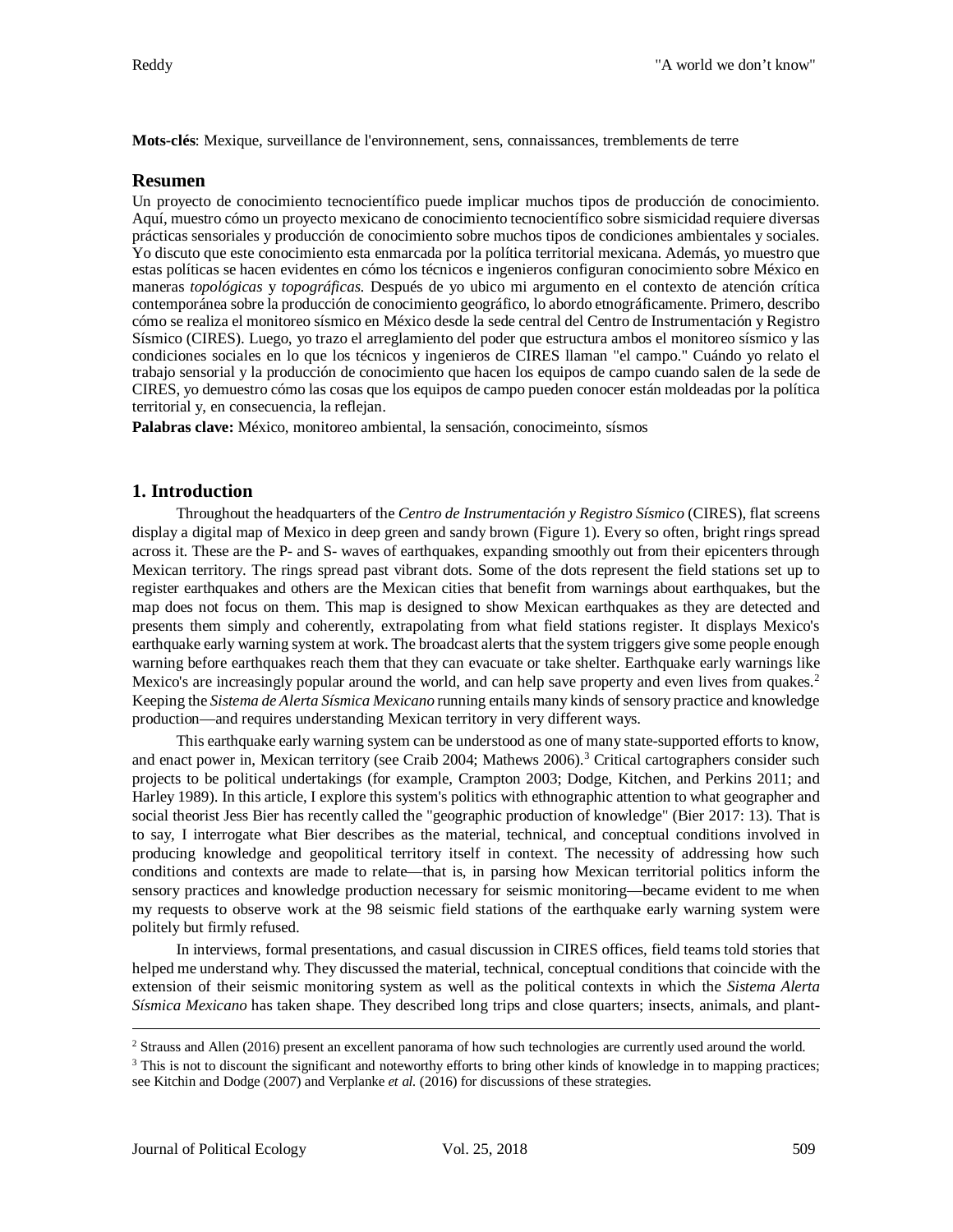**Mots-clés**: Mexique, surveillance de l'environnement, sens, connaissances, tremblements de terre

## Resumen

Un proyecto de conocimiento tecnocientífico puede implicar muchos tipos de producción de conocimiento. Aquí, muestro cómo un proyecto mexicano de conocimiento tecnocientífico sobre sismicidad requiere diversas prácticas sensoriales y producción de conocimiento sobre muchos tipos de condiciones ambientales y sociales. Yo discuto que este conocimiento esta enmarcada por la política territorial mexicana. Además, yo muestro que estas políticas se hacen evidentes en cómo los técnicos e ingenieros configuran conocimiento sobre México en maneras *topológicas* y *topográficas.* Después de yo ubico mi argumento en el contexto de atención crítica contemporánea sobre la producción de conocimiento geográfico, lo abordo etnográficamente. Primero, describo cómo se realiza el monitoreo sísmico en México desde la sede central del Centro de Instrumentación y Registro Sísmico (CIRES). Luego, yo trazo el arreglamiento del poder que estructura ambos el monitoreo sísmico y las condiciones sociales en lo que los técnicos y ingenieros de CIRES llaman "el campo." Cuándo yo relato el trabajo sensorial y la producción de conocimiento que hacen los equipos de campo cuando salen de la sede de CIRES, yo demuestro cómo las cosas que los equipos de campo pueden conocer están moldeadas por la política territorial y, en consecuencia, la reflejan.

**Palabras clave:** México, monitoreo ambiental, la sensación, conocimeinto, sísmos

## 1. Introduction

Throughout the headquarters of the *Centro de Instrumentación y Registro Sísmico* (CIRES), flat screens display a digital map of Mexico in deep green and sandy brown (Figure 1). Every so often, bright rings spread across it. These are the P- and S- waves of earthquakes, expanding smoothly out from their epicenters through Mexican territory. The rings spread past vibrant dots. Some of the dots represent the field stations set up to register earthquakes and others are the Mexican cities that benefit from warnings about earthquakes, but the map does not focus on them. This map is designed to show Mexican earthquakes as they are detected and presents them simply and coherently, extrapolating from what field stations register. It displays Mexico's earthquake early warning system at work. The broadcast alerts that the system triggers give some people enough warning before earthquakes reach them that they can evacuate or take shelter. Earthquake early warnings like Mexico's are increasingly popular around the world, and can help save property and even lives from quakes.[2] Keeping the *Sistema de Alerta Sísmica Mexicano* running entails many kinds of sensory practice and knowledge production—and requires understanding Mexican territory in very different ways.

This earthquake early warning system can be understood as one of many state-supported efforts to know, and enact power in, Mexican territory (see Craib 2004; Mathews 2006).[3] Critical cartographers consider such projects to be political undertakings (for example, Crampton 2003; Dodge, Kitchen, and Perkins 2011; and Harley 1989). In this article, I explore this system's politics with ethnographic attention to what geographer and social theorist Jess Bier has recently called the "geographic production of knowledge" (Bier 2017: 13). That is to say, I interrogate what Bier describes as the material, technical, and conceptual conditions involved in producing knowledge and geopolitical territory itself in context. The necessity of addressing how such conditions and contexts are made to relate—that is, in parsing how Mexican territorial politics inform the sensory practices and knowledge production necessary for seismic monitoring—became evident to me when my requests to observe work at the 98 seismic field stations of the earthquake early warning system were politely but firmly refused.

In interviews, formal presentations, and casual discussion in CIRES offices, field teams told stories that helped me understand why. They discussed the material, technical, conceptual conditions that coincide with the extension of their seismic monitoring system as well as the political contexts in which the *Sistema Alerta Sísmica Mexicano* has taken shape. They described long trips and close quarters; insects, animals, and plant-

[2] Strauss and Allen (2016) present an excellent panorama of how such technologies are currently used around the world.

[3] This is not to discount the significant and noteworthy efforts to bring other kinds of knowledge in to mapping practices; see Kitchin and Dodge (2007) and Verplanke *et al.* (2016) for discussions of these strategies.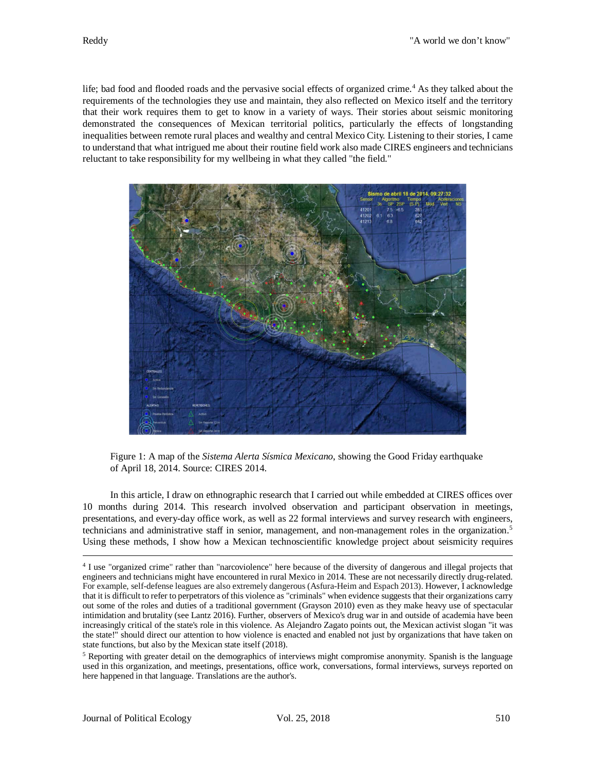life; bad food and flooded roads and the pervasive social effects of organized crime.[4] As they talked about the requirements of the technologies they use and maintain, they also reflected on Mexico itself and the territory that their work requires them to get to know in a variety of ways. Their stories about seismic monitoring demonstrated the consequences of Mexican territorial politics, particularly the effects of longstanding inequalities between remote rural places and wealthy and central Mexico City. Listening to their stories, I came to understand that what intrigued me about their routine field work also made CIRES engineers and technicians reluctant to take responsibility for my wellbeing in what they called "the field."

Figure 1: A map of the *Sistema Alerta Sísmica Mexicano*, showing the Good Friday earthquake of April 18, 2014. Source: CIRES 2014.

In this article, I draw on ethnographic research that I carried out while embedded at CIRES offices over 10 months during 2014. This research involved observation and participant observation in meetings, presentations, and every-day office work, as well as 22 formal interviews and survey research with engineers, technicians and administrative staff in senior, management, and non-management roles in the organization.[5] Using these methods, I show how a Mexican technoscientific knowledge project about seismicity requires

---

[4] I use "organized crime" rather than "narcoviolence" here because of the diversity of dangerous and illegal projects that engineers and technicians might have encountered in rural Mexico in 2014. These are not necessarily directly drug-related. For example, self-defense leagues are also extremely dangerous (Asfura-Heim and Espach 2013). However, I acknowledge that it is difficult to refer to perpetrators of this violence as "criminals" when evidence suggests that their organizations carry out some of the roles and duties of a traditional government (Grayson 2010) even as they make heavy use of spectacular intimidation and brutality (see Lantz 2016). Further, observers of Mexico's drug war in and outside of academia have been increasingly critical of the state's role in this violence. As Alejandro Zagato points out, the Mexican activist slogan "it was the state!" should direct our attention to how violence is enacted and enabled not just by organizations that have taken on state functions, but also by the Mexican state itself (2018).

[5] Reporting with greater detail on the demographics of interviews might compromise anonymity. Spanish is the language used in this organization, and meetings, presentations, office work, conversations, formal interviews, surveys reported on here happened in that language. Translations are the author's.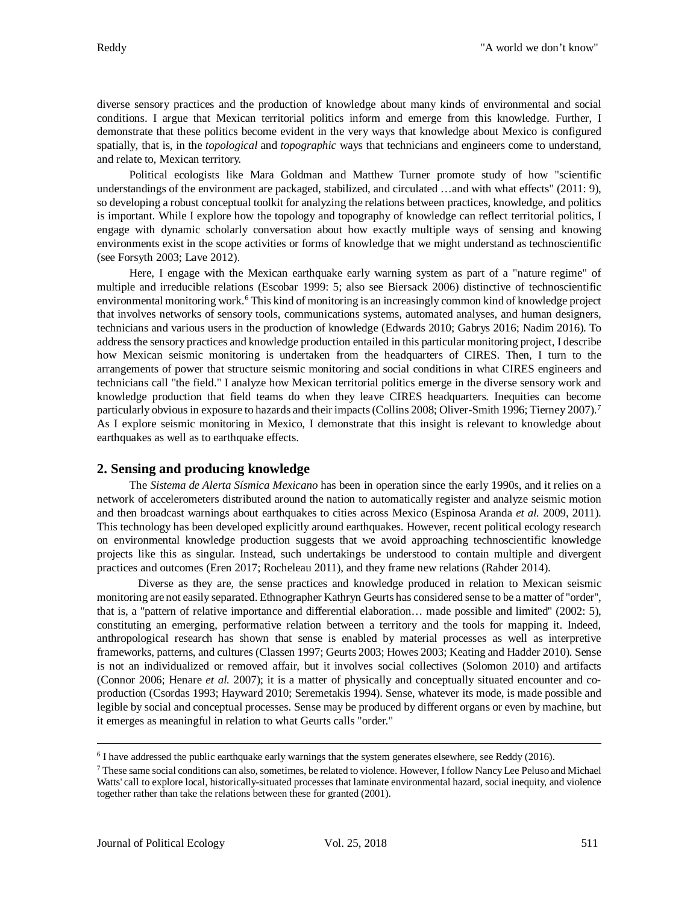diverse sensory practices and the production of knowledge about many kinds of environmental and social conditions. I argue that Mexican territorial politics inform and emerge from this knowledge. Further, I demonstrate that these politics become evident in the very ways that knowledge about Mexico is configured spatially, that is, in the *topological* and *topographic* ways that technicians and engineers come to understand, and relate to, Mexican territory.

Political ecologists like Mara Goldman and Matthew Turner promote study of how "scientific understandings of the environment are packaged, stabilized, and circulated …and with what effects" (2011: 9), so developing a robust conceptual toolkit for analyzing the relations between practices, knowledge, and politics is important. While I explore how the topology and topography of knowledge can reflect territorial politics, I engage with dynamic scholarly conversation about how exactly multiple ways of sensing and knowing environments exist in the scope activities or forms of knowledge that we might understand as technoscientific (see Forsyth 2003; Lave 2012).

Here, I engage with the Mexican earthquake early warning system as part of a "nature regime" of multiple and irreducible relations (Escobar 1999: 5; also see Biersack 2006) distinctive of technoscientific environmental monitoring work.[6] This kind of monitoring is an increasingly common kind of knowledge project that involves networks of sensory tools, communications systems, automated analyses, and human designers, technicians and various users in the production of knowledge (Edwards 2010; Gabrys 2016; Nadim 2016). To address the sensory practices and knowledge production entailed in this particular monitoring project, I describe how Mexican seismic monitoring is undertaken from the headquarters of CIRES. Then, I turn to the arrangements of power that structure seismic monitoring and social conditions in what CIRES engineers and technicians call "the field." I analyze how Mexican territorial politics emerge in the diverse sensory work and knowledge production that field teams do when they leave CIRES headquarters. Inequities can become particularly obvious in exposure to hazards and their impacts (Collins 2008; Oliver-Smith 1996; Tierney 2007).[7] As I explore seismic monitoring in Mexico, I demonstrate that this insight is relevant to knowledge about earthquakes as well as to earthquake effects.

## 2. Sensing and producing knowledge

The *Sistema de Alerta Sísmica Mexicano* has been in operation since the early 1990s, and it relies on a network of accelerometers distributed around the nation to automatically register and analyze seismic motion and then broadcast warnings about earthquakes to cities across Mexico (Espinosa Aranda *et al.* 2009, 2011). This technology has been developed explicitly around earthquakes. However, recent political ecology research on environmental knowledge production suggests that we avoid approaching technoscientific knowledge projects like this as singular. Instead, such undertakings be understood to contain multiple and divergent practices and outcomes (Eren 2017; Rocheleau 2011), and they frame new relations (Rahder 2014).

Diverse as they are, the sense practices and knowledge produced in relation to Mexican seismic monitoring are not easily separated. Ethnographer Kathryn Geurts has considered sense to be a matter of "order", that is, a "pattern of relative importance and differential elaboration… made possible and limited" (2002: 5), constituting an emerging, performative relation between a territory and the tools for mapping it. Indeed, anthropological research has shown that sense is enabled by material processes as well as interpretive frameworks, patterns, and cultures (Classen 1997; Geurts 2003; Howes 2003; Keating and Hadder 2010). Sense is not an individualized or removed affair, but it involves social collectives (Solomon 2010) and artifacts (Connor 2006; Henare *et al.* 2007); it is a matter of physically and conceptually situated encounter and co-production (Csordas 1993; Hayward 2010; Seremetakis 1994). Sense, whatever its mode, is made possible and legible by social and conceptual processes. Sense may be produced by different organs or even by machine, but it emerges as meaningful in relation to what Geurts calls "order."

---

[6] I have addressed the public earthquake early warnings that the system generates elsewhere, see Reddy (2016).

[7] These same social conditions can also, sometimes, be related to violence. However, I follow Nancy Lee Peluso and Michael Watts' call to explore local, historically-situated processes that laminate environmental hazard, social inequity, and violence together rather than take the relations between these for granted (2001).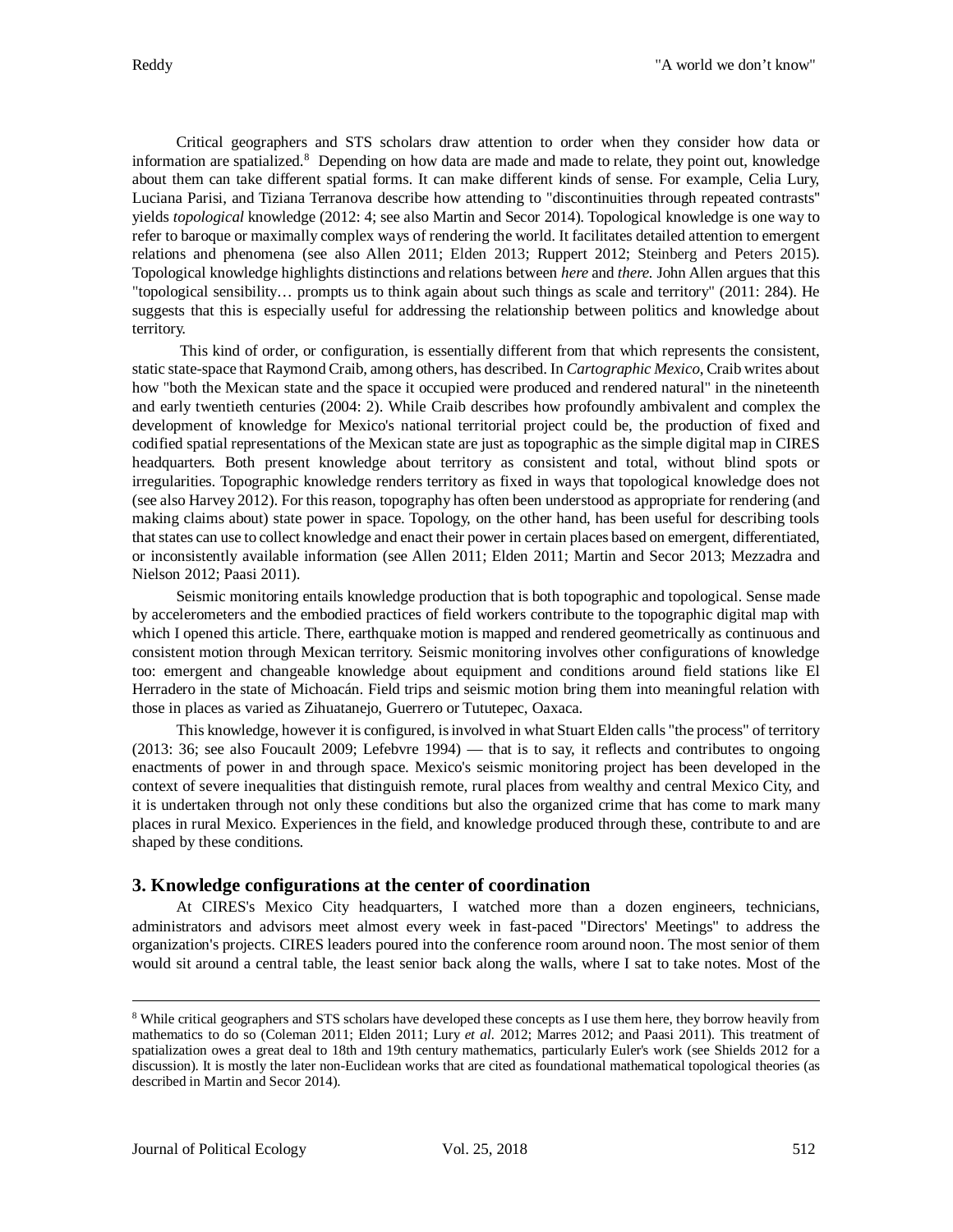Critical geographers and STS scholars draw attention to order when they consider how data or information are spatialized.[8] Depending on how data are made and made to relate, they point out, knowledge about them can take different spatial forms. It can make different kinds of sense. For example, Celia Lury, Luciana Parisi, and Tiziana Terranova describe how attending to "discontinuities through repeated contrasts" yields *topological* knowledge (2012: 4; see also Martin and Secor 2014). Topological knowledge is one way to refer to baroque or maximally complex ways of rendering the world. It facilitates detailed attention to emergent relations and phenomena (see also Allen 2011; Elden 2013; Ruppert 2012; Steinberg and Peters 2015). Topological knowledge highlights distinctions and relations between *here* and *there.* John Allen argues that this "topological sensibility… prompts us to think again about such things as scale and territory" (2011: 284). He suggests that this is especially useful for addressing the relationship between politics and knowledge about territory.

This kind of order, or configuration, is essentially different from that which represents the consistent, static state-space that Raymond Craib, among others, has described. In *Cartographic Mexico*, Craib writes about how "both the Mexican state and the space it occupied were produced and rendered natural" in the nineteenth and early twentieth centuries (2004: 2). While Craib describes how profoundly ambivalent and complex the development of knowledge for Mexico's national territorial project could be, the production of fixed and codified spatial representations of the Mexican state are just as topographic as the simple digital map in CIRES headquarters. Both present knowledge about territory as consistent and total, without blind spots or irregularities. Topographic knowledge renders territory as fixed in ways that topological knowledge does not (see also Harvey 2012). For this reason, topography has often been understood as appropriate for rendering (and making claims about) state power in space. Topology, on the other hand, has been useful for describing tools that states can use to collect knowledge and enact their power in certain places based on emergent, differentiated, or inconsistently available information (see Allen 2011; Elden 2011; Martin and Secor 2013; Mezzadra and Nielson 2012; Paasi 2011).

Seismic monitoring entails knowledge production that is both topographic and topological. Sense made by accelerometers and the embodied practices of field workers contribute to the topographic digital map with which I opened this article. There, earthquake motion is mapped and rendered geometrically as continuous and consistent motion through Mexican territory. Seismic monitoring involves other configurations of knowledge too: emergent and changeable knowledge about equipment and conditions around field stations like El Herradero in the state of Michoacán. Field trips and seismic motion bring them into meaningful relation with those in places as varied as Zihuatanejo, Guerrero or Tututepec, Oaxaca.

This knowledge, however it is configured, is involved in what Stuart Elden calls "the process" of territory (2013: 36; see also Foucault 2009; Lefebvre 1994) — that is to say, it reflects and contributes to ongoing enactments of power in and through space. Mexico's seismic monitoring project has been developed in the context of severe inequalities that distinguish remote, rural places from wealthy and central Mexico City, and it is undertaken through not only these conditions but also the organized crime that has come to mark many places in rural Mexico. Experiences in the field, and knowledge produced through these, contribute to and are shaped by these conditions.

## 3. Knowledge configurations at the center of coordination

At CIRES's Mexico City headquarters, I watched more than a dozen engineers, technicians, administrators and advisors meet almost every week in fast-paced "Directors' Meetings" to address the organization's projects. CIRES leaders poured into the conference room around noon. The most senior of them would sit around a central table, the least senior back along the walls, where I sat to take notes. Most of the

---

[8] While critical geographers and STS scholars have developed these concepts as I use them here, they borrow heavily from mathematics to do so (Coleman 2011; Elden 2011; Lury *et al.* 2012; Marres 2012; and Paasi 2011). This treatment of spatialization owes a great deal to 18th and 19th century mathematics, particularly Euler's work (see Shields 2012 for a discussion). It is mostly the later non-Euclidean works that are cited as foundational mathematical topological theories (as described in Martin and Secor 2014).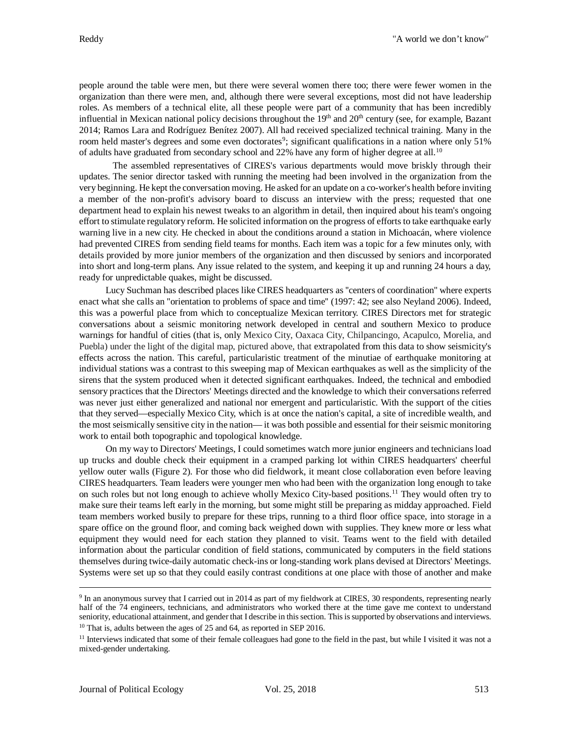people around the table were men, but there were several women there too; there were fewer women in the organization than there were men, and, although there were several exceptions, most did not have leadership roles. As members of a technical elite, all these people were part of a community that has been incredibly influential in Mexican national policy decisions throughout the 19th and 20th century (see, for example, Bazant 2014; Ramos Lara and Rodríguez Benítez 2007). All had received specialized technical training. Many in the room held master's degrees and some even doctorates[9]; significant qualifications in a nation where only 51% of adults have graduated from secondary school and 22% have any form of higher degree at all.[10]

The assembled representatives of CIRES's various departments would move briskly through their updates. The senior director tasked with running the meeting had been involved in the organization from the very beginning. He kept the conversation moving. He asked for an update on a co-worker's health before inviting a member of the non-profit's advisory board to discuss an interview with the press; requested that one department head to explain his newest tweaks to an algorithm in detail, then inquired about his team's ongoing effort to stimulate regulatory reform. He solicited information on the progress of efforts to take earthquake early warning live in a new city. He checked in about the conditions around a station in Michoacán, where violence had prevented CIRES from sending field teams for months. Each item was a topic for a few minutes only, with details provided by more junior members of the organization and then discussed by seniors and incorporated into short and long-term plans. Any issue related to the system, and keeping it up and running 24 hours a day, ready for unpredictable quakes, might be discussed.

Lucy Suchman has described places like CIRES headquarters as "centers of coordination" where experts enact what she calls an "orientation to problems of space and time" (1997: 42; see also Neyland 2006). Indeed, this was a powerful place from which to conceptualize Mexican territory. CIRES Directors met for strategic conversations about a seismic monitoring network developed in central and southern Mexico to produce warnings for handful of cities (that is, only Mexico City, Oaxaca City, Chilpancingo, Acapulco, Morelia, and Puebla) under the light of the digital map, pictured above, that extrapolated from this data to show seismicity's effects across the nation. This careful, particularistic treatment of the minutiae of earthquake monitoring at individual stations was a contrast to this sweeping map of Mexican earthquakes as well as the simplicity of the sirens that the system produced when it detected significant earthquakes. Indeed, the technical and embodied sensory practices that the Directors' Meetings directed and the knowledge to which their conversations referred was never just either generalized and national nor emergent and particularistic. With the support of the cities that they served—especially Mexico City, which is at once the nation's capital, a site of incredible wealth, and the most seismically sensitive city in the nation— it was both possible and essential for their seismic monitoring work to entail both topographic and topological knowledge.

On my way to Directors' Meetings, I could sometimes watch more junior engineers and technicians load up trucks and double check their equipment in a cramped parking lot within CIRES headquarters' cheerful yellow outer walls (Figure 2). For those who did fieldwork, it meant close collaboration even before leaving CIRES headquarters. Team leaders were younger men who had been with the organization long enough to take on such roles but not long enough to achieve wholly Mexico City-based positions.[11] They would often try to make sure their teams left early in the morning, but some might still be preparing as midday approached. Field team members worked busily to prepare for these trips, running to a third floor office space, into storage in a spare office on the ground floor, and coming back weighed down with supplies. They knew more or less what equipment they would need for each station they planned to visit. Teams went to the field with detailed information about the particular condition of field stations, communicated by computers in the field stations themselves during twice-daily automatic check-ins or long-standing work plans devised at Directors' Meetings. Systems were set up so that they could easily contrast conditions at one place with those of another and make

---

[9] In an anonymous survey that I carried out in 2014 as part of my fieldwork at CIRES, 30 respondents, representing nearly half of the 74 engineers, technicians, and administrators who worked there at the time gave me context to understand seniority, educational attainment, and gender that I describe in this section. This is supported by observations and interviews.

[10] That is, adults between the ages of 25 and 64, as reported in SEP 2016.

[11] Interviews indicated that some of their female colleagues had gone to the field in the past, but while I visited it was not a mixed-gender undertaking.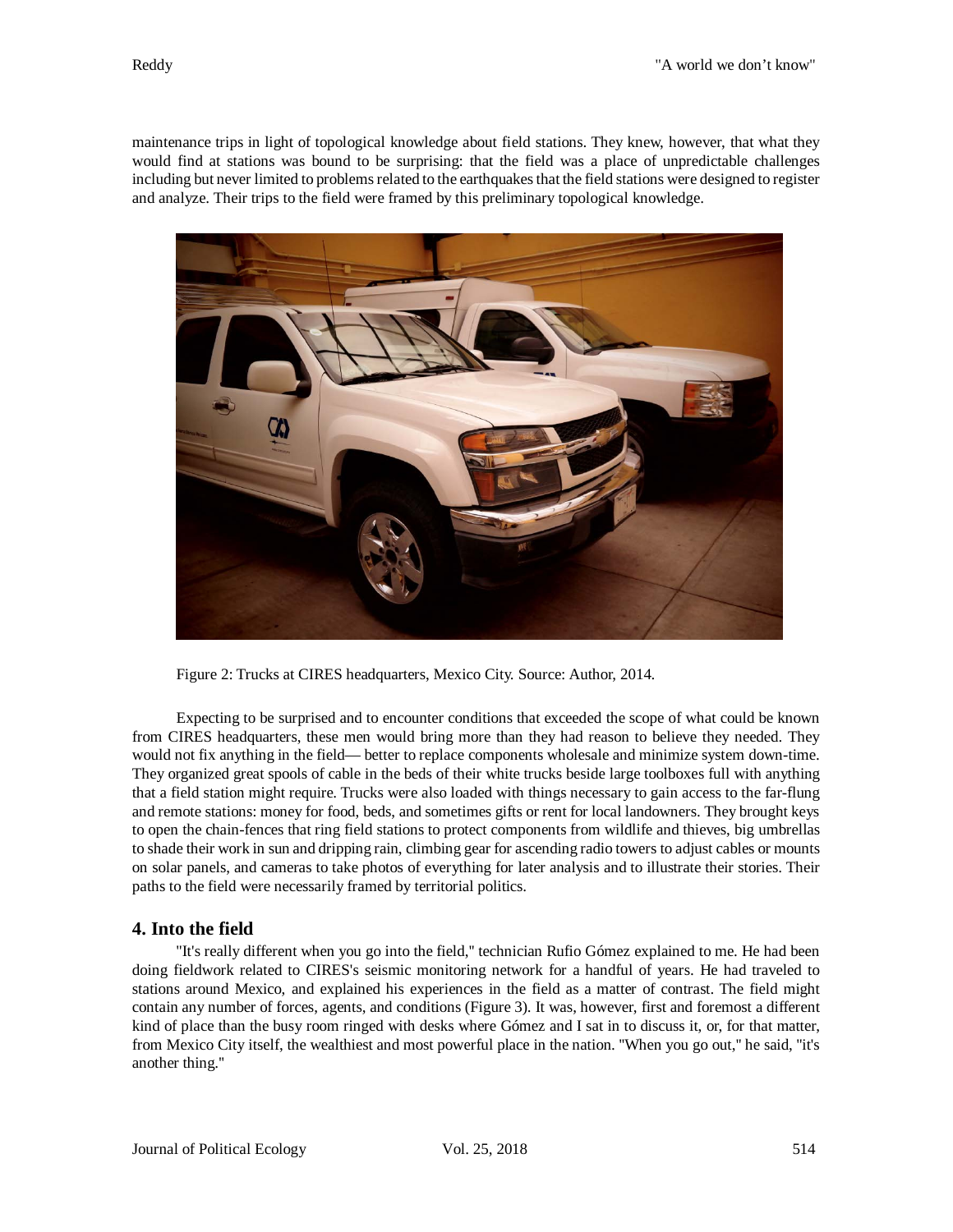maintenance trips in light of topological knowledge about field stations. They knew, however, that what they would find at stations was bound to be surprising: that the field was a place of unpredictable challenges including but never limited to problems related to the earthquakes that the field stations were designed to register and analyze. Their trips to the field were framed by this preliminary topological knowledge.

Figure 2: Trucks at CIRES headquarters, Mexico City. Source: Author, 2014.

Expecting to be surprised and to encounter conditions that exceeded the scope of what could be known from CIRES headquarters, these men would bring more than they had reason to believe they needed. They would not fix anything in the field— better to replace components wholesale and minimize system down-time. They organized great spools of cable in the beds of their white trucks beside large toolboxes full with anything that a field station might require. Trucks were also loaded with things necessary to gain access to the far-flung and remote stations: money for food, beds, and sometimes gifts or rent for local landowners. They brought keys to open the chain-fences that ring field stations to protect components from wildlife and thieves, big umbrellas to shade their work in sun and dripping rain, climbing gear for ascending radio towers to adjust cables or mounts on solar panels, and cameras to take photos of everything for later analysis and to illustrate their stories. Their paths to the field were necessarily framed by territorial politics.

## 4. Into the field

"It's really different when you go into the field," technician Rufio Gómez explained to me. He had been doing fieldwork related to CIRES's seismic monitoring network for a handful of years. He had traveled to stations around Mexico, and explained his experiences in the field as a matter of contrast. The field might contain any number of forces, agents, and conditions (Figure 3). It was, however, first and foremost a different kind of place than the busy room ringed with desks where Gómez and I sat in to discuss it, or, for that matter, from Mexico City itself, the wealthiest and most powerful place in the nation. "When you go out," he said, "it's another thing."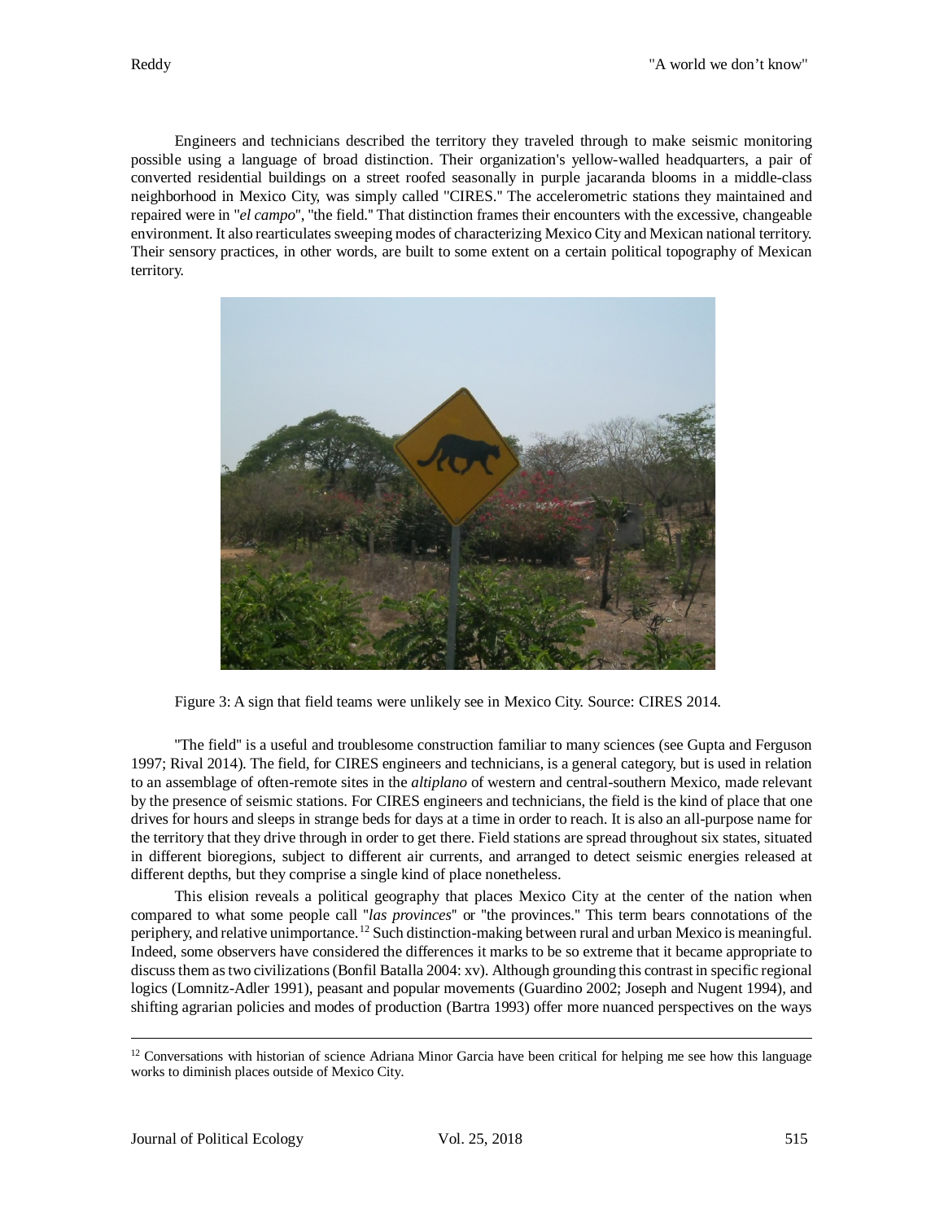Engineers and technicians described the territory they traveled through to make seismic monitoring possible using a language of broad distinction. Their organization's yellow-walled headquarters, a pair of converted residential buildings on a street roofed seasonally in purple jacaranda blooms in a middle-class neighborhood in Mexico City, was simply called "CIRES." The accelerometric stations they maintained and repaired were in "*el campo*", "the field." That distinction frames their encounters with the excessive, changeable environment. It also rearticulates sweeping modes of characterizing Mexico City and Mexican national territory. Their sensory practices, in other words, are built to some extent on a certain political topography of Mexican territory.

Figure 3: A sign that field teams were unlikely see in Mexico City. Source: CIRES 2014.

"The field" is a useful and troublesome construction familiar to many sciences (see Gupta and Ferguson 1997; Rival 2014). The field, for CIRES engineers and technicians, is a general category, but is used in relation to an assemblage of often-remote sites in the *altiplano* of western and central-southern Mexico, made relevant by the presence of seismic stations. For CIRES engineers and technicians, the field is the kind of place that one drives for hours and sleeps in strange beds for days at a time in order to reach. It is also an all-purpose name for the territory that they drive through in order to get there. Field stations are spread throughout six states, situated in different bioregions, subject to different air currents, and arranged to detect seismic energies released at different depths, but they comprise a single kind of place nonetheless.

This elision reveals a political geography that places Mexico City at the center of the nation when compared to what some people call "*las provinces*" or "the provinces." This term bears connotations of the periphery, and relative unimportance.[12] Such distinction-making between rural and urban Mexico is meaningful. Indeed, some observers have considered the differences it marks to be so extreme that it became appropriate to discuss them as two civilizations (Bonfil Batalla 2004: xv). Although grounding this contrast in specific regional logics (Lomnitz-Adler 1991), peasant and popular movements (Guardino 2002; Joseph and Nugent 1994), and shifting agrarian policies and modes of production (Bartra 1993) offer more nuanced perspectives on the ways

[12] Conversations with historian of science Adriana Minor Garcia have been critical for helping me see how this language works to diminish places outside of Mexico City.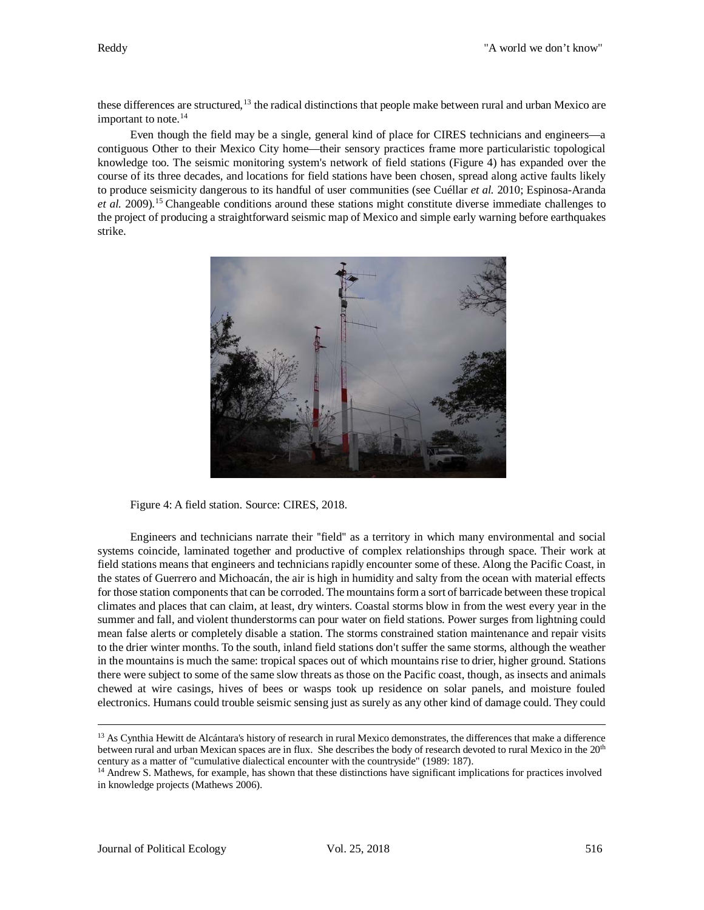these differences are structured,[13] the radical distinctions that people make between rural and urban Mexico are important to note.[14]

Even though the field may be a single, general kind of place for CIRES technicians and engineers—a contiguous Other to their Mexico City home—their sensory practices frame more particularistic topological knowledge too. The seismic monitoring system's network of field stations (Figure 4) has expanded over the course of its three decades, and locations for field stations have been chosen, spread along active faults likely to produce seismicity dangerous to its handful of user communities (see Cuéllar *et al.* 2010; Espinosa-Aranda *et al.* 2009).[15] Changeable conditions around these stations might constitute diverse immediate challenges to the project of producing a straightforward seismic map of Mexico and simple early warning before earthquakes strike.

Figure 4: A field station. Source: CIRES, 2018.

Engineers and technicians narrate their "field" as a territory in which many environmental and social systems coincide, laminated together and productive of complex relationships through space. Their work at field stations means that engineers and technicians rapidly encounter some of these. Along the Pacific Coast, in the states of Guerrero and Michoacán, the air is high in humidity and salty from the ocean with material effects for those station components that can be corroded. The mountains form a sort of barricade between these tropical climates and places that can claim, at least, dry winters. Coastal storms blow in from the west every year in the summer and fall, and violent thunderstorms can pour water on field stations. Power surges from lightning could mean false alerts or completely disable a station. The storms constrained station maintenance and repair visits to the drier winter months. To the south, inland field stations don't suffer the same storms, although the weather in the mountains is much the same: tropical spaces out of which mountains rise to drier, higher ground. Stations there were subject to some of the same slow threats as those on the Pacific coast, though, as insects and animals chewed at wire casings, hives of bees or wasps took up residence on solar panels, and moisture fouled electronics. Humans could trouble seismic sensing just as surely as any other kind of damage could. They could

---

[13] As Cynthia Hewitt de Alcántara's history of research in rural Mexico demonstrates, the differences that make a difference between rural and urban Mexican spaces are in flux. She describes the body of research devoted to rural Mexico in the 20th century as a matter of "cumulative dialectical encounter with the countryside" (1989: 187).

[14] Andrew S. Mathews, for example, has shown that these distinctions have significant implications for practices involved in knowledge projects (Mathews 2006).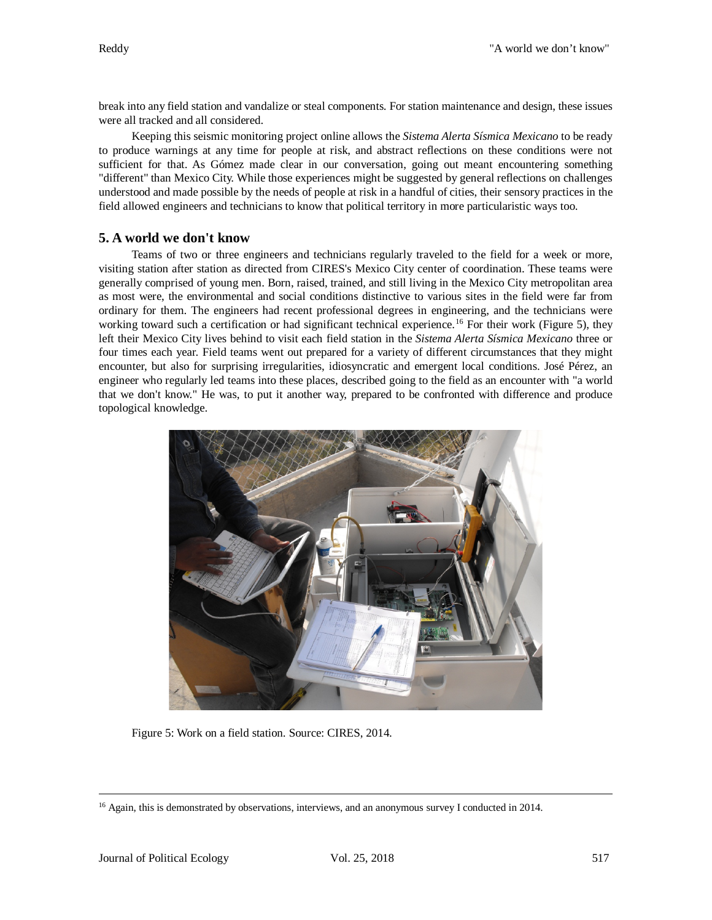break into any field station and vandalize or steal components. For station maintenance and design, these issues were all tracked and all considered.

Keeping this seismic monitoring project online allows the *Sistema Alerta Sísmica Mexicano* to be ready to produce warnings at any time for people at risk, and abstract reflections on these conditions were not sufficient for that. As Gómez made clear in our conversation, going out meant encountering something "different" than Mexico City. While those experiences might be suggested by general reflections on challenges understood and made possible by the needs of people at risk in a handful of cities, their sensory practices in the field allowed engineers and technicians to know that political territory in more particularistic ways too.

## 5. A world we don't know

Teams of two or three engineers and technicians regularly traveled to the field for a week or more, visiting station after station as directed from CIRES's Mexico City center of coordination. These teams were generally comprised of young men. Born, raised, trained, and still living in the Mexico City metropolitan area as most were, the environmental and social conditions distinctive to various sites in the field were far from ordinary for them. The engineers had recent professional degrees in engineering, and the technicians were working toward such a certification or had significant technical experience.[16] For their work (Figure 5), they left their Mexico City lives behind to visit each field station in the *Sistema Alerta Sísmica Mexicano* three or four times each year. Field teams went out prepared for a variety of different circumstances that they might encounter, but also for surprising irregularities, idiosyncratic and emergent local conditions. José Pérez, an engineer who regularly led teams into these places, described going to the field as an encounter with "a world that we don't know." He was, to put it another way, prepared to be confronted with difference and produce topological knowledge.

Figure 5: Work on a field station. Source: CIRES, 2014.

[16] Again, this is demonstrated by observations, interviews, and an anonymous survey I conducted in 2014.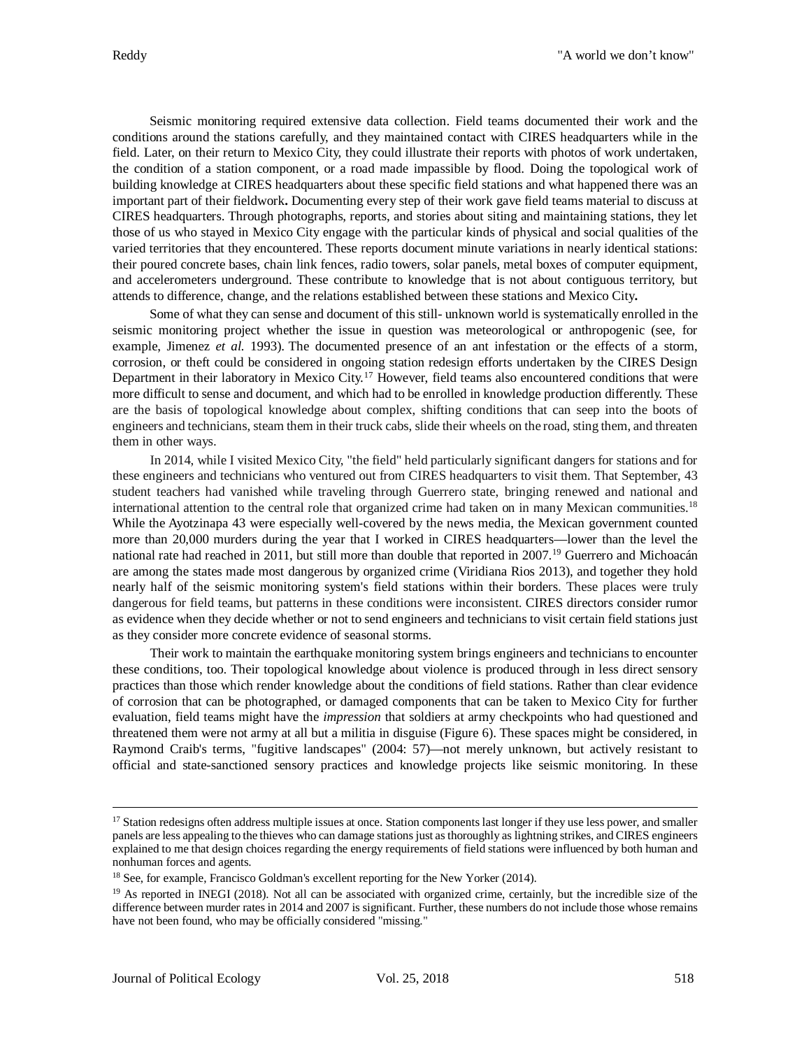Seismic monitoring required extensive data collection. Field teams documented their work and the conditions around the stations carefully, and they maintained contact with CIRES headquarters while in the field. Later, on their return to Mexico City, they could illustrate their reports with photos of work undertaken, the condition of a station component, or a road made impassible by flood. Doing the topological work of building knowledge at CIRES headquarters about these specific field stations and what happened there was an important part of their fieldwork**.** Documenting every step of their work gave field teams material to discuss at CIRES headquarters. Through photographs, reports, and stories about siting and maintaining stations, they let those of us who stayed in Mexico City engage with the particular kinds of physical and social qualities of the varied territories that they encountered. These reports document minute variations in nearly identical stations: their poured concrete bases, chain link fences, radio towers, solar panels, metal boxes of computer equipment, and accelerometers underground. These contribute to knowledge that is not about contiguous territory, but attends to difference, change, and the relations established between these stations and Mexico City**.**

Some of what they can sense and document of this still- unknown world is systematically enrolled in the seismic monitoring project whether the issue in question was meteorological or anthropogenic (see, for example, Jimenez *et al.* 1993). The documented presence of an ant infestation or the effects of a storm, corrosion, or theft could be considered in ongoing station redesign efforts undertaken by the CIRES Design Department in their laboratory in Mexico City.[17] However, field teams also encountered conditions that were more difficult to sense and document, and which had to be enrolled in knowledge production differently. These are the basis of topological knowledge about complex, shifting conditions that can seep into the boots of engineers and technicians, steam them in their truck cabs, slide their wheels on the road, sting them, and threaten them in other ways.

In 2014, while I visited Mexico City, "the field" held particularly significant dangers for stations and for these engineers and technicians who ventured out from CIRES headquarters to visit them. That September, 43 student teachers had vanished while traveling through Guerrero state, bringing renewed and national and international attention to the central role that organized crime had taken on in many Mexican communities.[18] While the Ayotzinapa 43 were especially well-covered by the news media, the Mexican government counted more than 20,000 murders during the year that I worked in CIRES headquarters—lower than the level the national rate had reached in 2011, but still more than double that reported in 2007.[19] Guerrero and Michoacán are among the states made most dangerous by organized crime (Viridiana Rios 2013), and together they hold nearly half of the seismic monitoring system's field stations within their borders. These places were truly dangerous for field teams, but patterns in these conditions were inconsistent. CIRES directors consider rumor as evidence when they decide whether or not to send engineers and technicians to visit certain field stations just as they consider more concrete evidence of seasonal storms.

Their work to maintain the earthquake monitoring system brings engineers and technicians to encounter these conditions, too. Their topological knowledge about violence is produced through in less direct sensory practices than those which render knowledge about the conditions of field stations. Rather than clear evidence of corrosion that can be photographed, or damaged components that can be taken to Mexico City for further evaluation, field teams might have the *impression* that soldiers at army checkpoints who had questioned and threatened them were not army at all but a militia in disguise (Figure 6). These spaces might be considered, in Raymond Craib's terms, "fugitive landscapes" (2004: 57)—not merely unknown, but actively resistant to official and state-sanctioned sensory practices and knowledge projects like seismic monitoring. In these

---

[17] Station redesigns often address multiple issues at once. Station components last longer if they use less power, and smaller panels are less appealing to the thieves who can damage stations just as thoroughly as lightning strikes, and CIRES engineers explained to me that design choices regarding the energy requirements of field stations were influenced by both human and nonhuman forces and agents.

[18] See, for example, Francisco Goldman's excellent reporting for the New Yorker (2014).

[19] As reported in INEGI (2018). Not all can be associated with organized crime, certainly, but the incredible size of the difference between murder rates in 2014 and 2007 is significant. Further, these numbers do not include those whose remains have not been found, who may be officially considered "missing."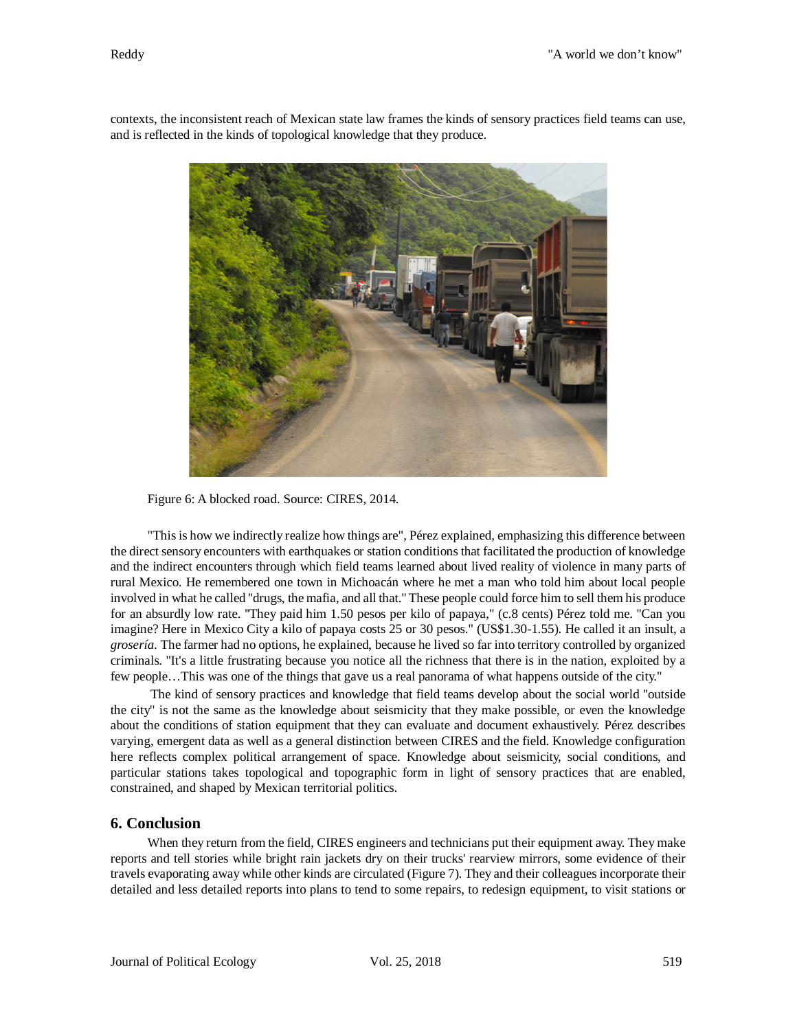contexts, the inconsistent reach of Mexican state law frames the kinds of sensory practices field teams can use, and is reflected in the kinds of topological knowledge that they produce.

Figure 6: A blocked road. Source: CIRES, 2014.

"This is how we indirectly realize how things are", Pérez explained, emphasizing this difference between the direct sensory encounters with earthquakes or station conditions that facilitated the production of knowledge and the indirect encounters through which field teams learned about lived reality of violence in many parts of rural Mexico. He remembered one town in Michoacán where he met a man who told him about local people involved in what he called "drugs, the mafia, and all that." These people could force him to sell them his produce for an absurdly low rate. "They paid him 1.50 pesos per kilo of papaya," (c.8 cents) Pérez told me. "Can you imagine? Here in Mexico City a kilo of papaya costs 25 or 30 pesos." (US$1.30-1.55). He called it an insult, a *grosería*. The farmer had no options, he explained, because he lived so far into territory controlled by organized criminals. "It's a little frustrating because you notice all the richness that there is in the nation, exploited by a few people…This was one of the things that gave us a real panorama of what happens outside of the city."

The kind of sensory practices and knowledge that field teams develop about the social world "outside the city" is not the same as the knowledge about seismicity that they make possible, or even the knowledge about the conditions of station equipment that they can evaluate and document exhaustively. Pérez describes varying, emergent data as well as a general distinction between CIRES and the field. Knowledge configuration here reflects complex political arrangement of space. Knowledge about seismicity, social conditions, and particular stations takes topological and topographic form in light of sensory practices that are enabled, constrained, and shaped by Mexican territorial politics.

## 6. Conclusion

When they return from the field, CIRES engineers and technicians put their equipment away. They make reports and tell stories while bright rain jackets dry on their trucks' rearview mirrors, some evidence of their travels evaporating away while other kinds are circulated (Figure 7). They and their colleagues incorporate their detailed and less detailed reports into plans to tend to some repairs, to redesign equipment, to visit stations or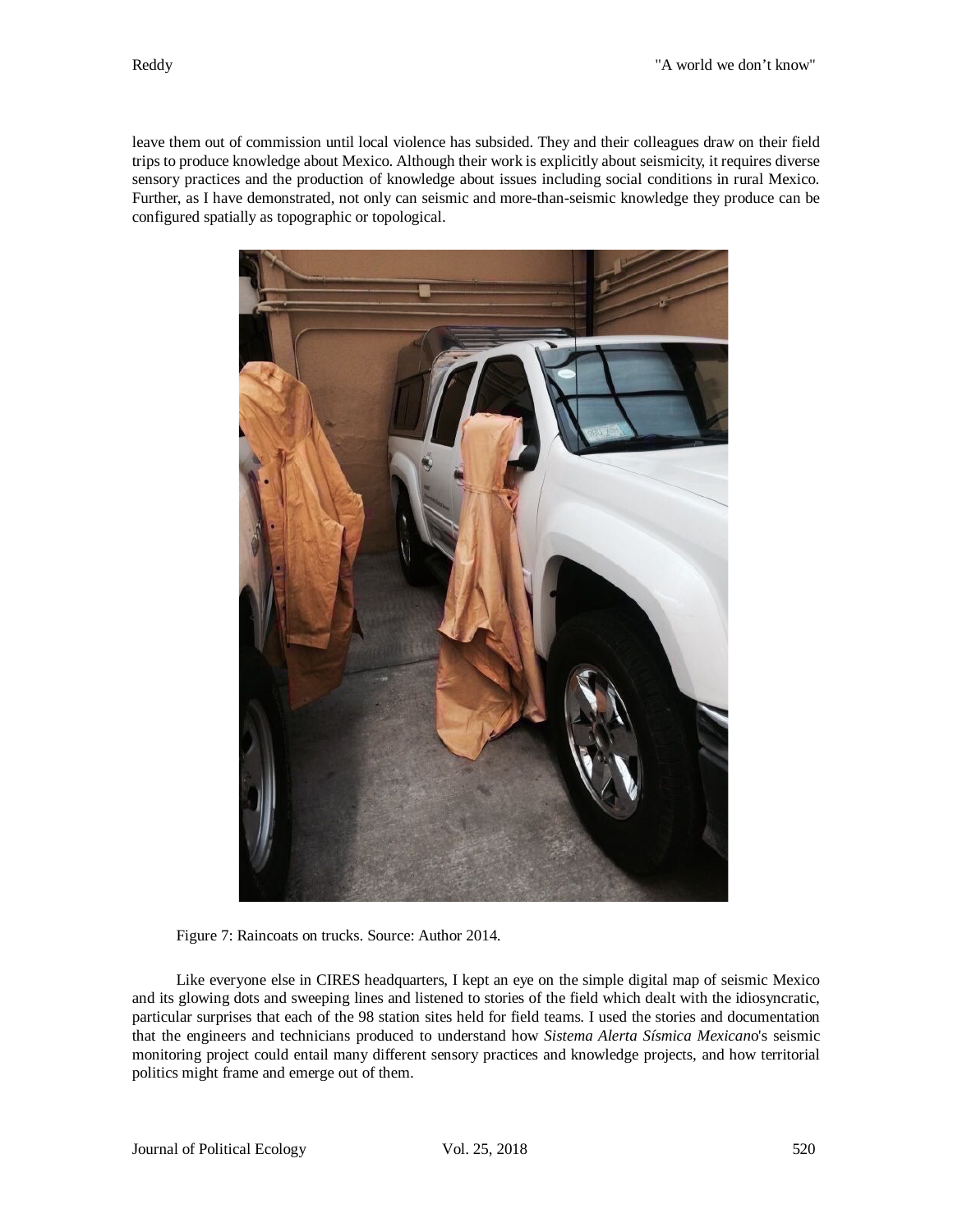leave them out of commission until local violence has subsided. They and their colleagues draw on their field trips to produce knowledge about Mexico. Although their work is explicitly about seismicity, it requires diverse sensory practices and the production of knowledge about issues including social conditions in rural Mexico. Further, as I have demonstrated, not only can seismic and more-than-seismic knowledge they produce can be configured spatially as topographic or topological.

Figure 7: Raincoats on trucks. Source: Author 2014.

Like everyone else in CIRES headquarters, I kept an eye on the simple digital map of seismic Mexico and its glowing dots and sweeping lines and listened to stories of the field which dealt with the idiosyncratic, particular surprises that each of the 98 station sites held for field teams. I used the stories and documentation that the engineers and technicians produced to understand how *Sistema Alerta Sísmica Mexicano*'s seismic monitoring project could entail many different sensory practices and knowledge projects, and how territorial politics might frame and emerge out of them.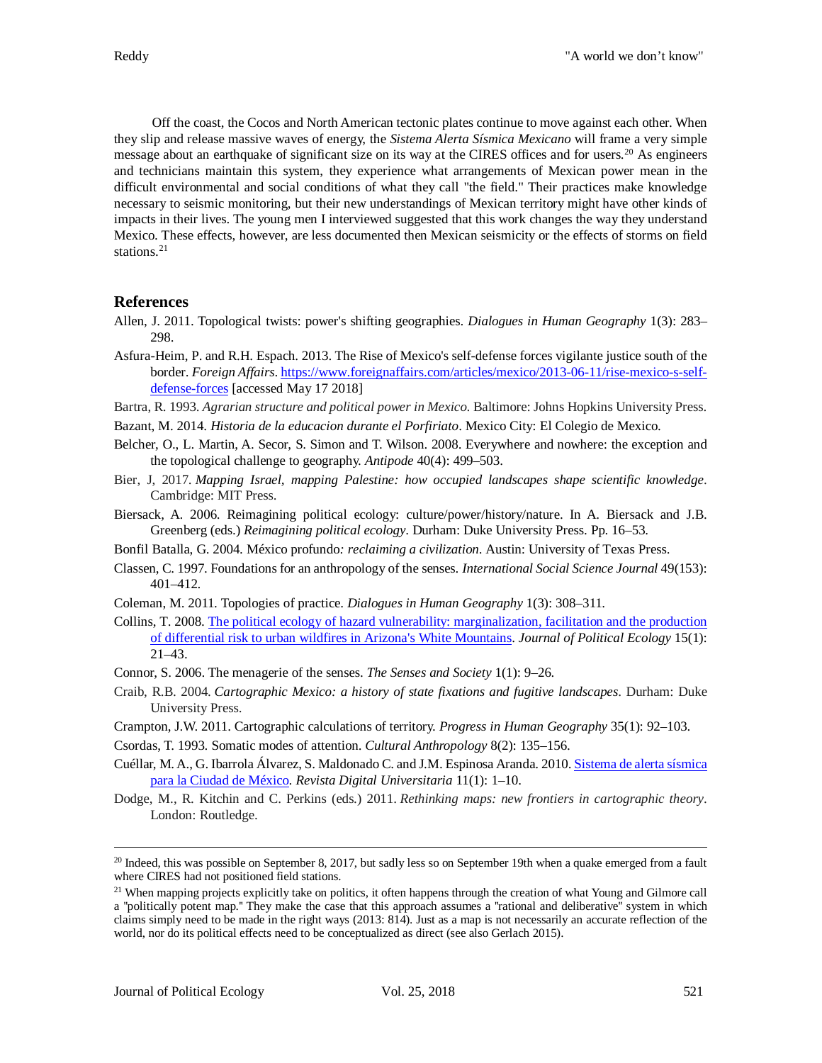Off the coast, the Cocos and North American tectonic plates continue to move against each other. When they slip and release massive waves of energy, the *Sistema Alerta Sísmica Mexicano* will frame a very simple message about an earthquake of significant size on its way at the CIRES offices and for users.[20] As engineers and technicians maintain this system, they experience what arrangements of Mexican power mean in the difficult environmental and social conditions of what they call "the field." Their practices make knowledge necessary to seismic monitoring, but their new understandings of Mexican territory might have other kinds of impacts in their lives. The young men I interviewed suggested that this work changes the way they understand Mexico. These effects, however, are less documented then Mexican seismicity or the effects of storms on field stations.[21]

## References

Allen, J. 2011. Topological twists: power's shifting geographies. *Dialogues in Human Geography* 1(3): 283–298.

Asfura-Heim, P. and R.H. Espach. 2013. The Rise of Mexico's self-defense forces vigilante justice south of the border. *Foreign Affairs*. https://www.foreignaffairs.com/articles/mexico/2013-06-11/rise-mexico-s-self-defense-forces [accessed May 17 2018]

Bartra, R. 1993. *Agrarian structure and political power in Mexico*. Baltimore: Johns Hopkins University Press.

Bazant, M. 2014. *Historia de la educacion durante el Porfiriato*. Mexico City: El Colegio de Mexico.

Belcher, O., L. Martin, A. Secor, S. Simon and T. Wilson. 2008. Everywhere and nowhere: the exception and the topological challenge to geography. *Antipode* 40(4): 499–503.

Bier, J, 2017. *Mapping Israel, mapping Palestine: how occupied landscapes shape scientific knowledge*. Cambridge: MIT Press.

Biersack, A. 2006. Reimagining political ecology: culture/power/history/nature. In A. Biersack and J.B. Greenberg (eds.) *Reimagining political ecology*. Durham: Duke University Press. Pp. 16–53.

Bonfil Batalla, G. 2004. México profundo*: reclaiming a civilization*. Austin: University of Texas Press.

Classen, C. 1997. Foundations for an anthropology of the senses. *International Social Science Journal* 49(153): 401–412.

Coleman, M. 2011. Topologies of practice. *Dialogues in Human Geography* 1(3): 308–311.

Collins, T. 2008. The political ecology of hazard vulnerability: marginalization, facilitation and the production of differential risk to urban wildfires in Arizona's White Mountains. *Journal of Political Ecology* 15(1): 21–43.

Connor, S. 2006. The menagerie of the senses. *The Senses and Society* 1(1): 9–26.

Craib, R.B. 2004. *Cartographic Mexico: a history of state fixations and fugitive landscapes*. Durham: Duke University Press.

Crampton, J.W. 2011. Cartographic calculations of territory. *Progress in Human Geography* 35(1): 92–103.

Csordas, T. 1993. Somatic modes of attention. *Cultural Anthropology* 8(2): 135–156.

Cuéllar, M. A., G. Ibarrola Álvarez, S. Maldonado C. and J.M. Espinosa Aranda. 2010. Sistema de alerta sísmica para la Ciudad de México. *Revista Digital Universitaria* 11(1): 1–10.

Dodge, M., R. Kitchin and C. Perkins (eds.) 2011. *Rethinking maps: new frontiers in cartographic theory*. London: Routledge.

---

[20] Indeed, this was possible on September 8, 2017, but sadly less so on September 19th when a quake emerged from a fault where CIRES had not positioned field stations.

[21] When mapping projects explicitly take on politics, it often happens through the creation of what Young and Gilmore call a "politically potent map." They make the case that this approach assumes a "rational and deliberative" system in which claims simply need to be made in the right ways (2013: 814). Just as a map is not necessarily an accurate reflection of the world, nor do its political effects need to be conceptualized as direct (see also Gerlach 2015).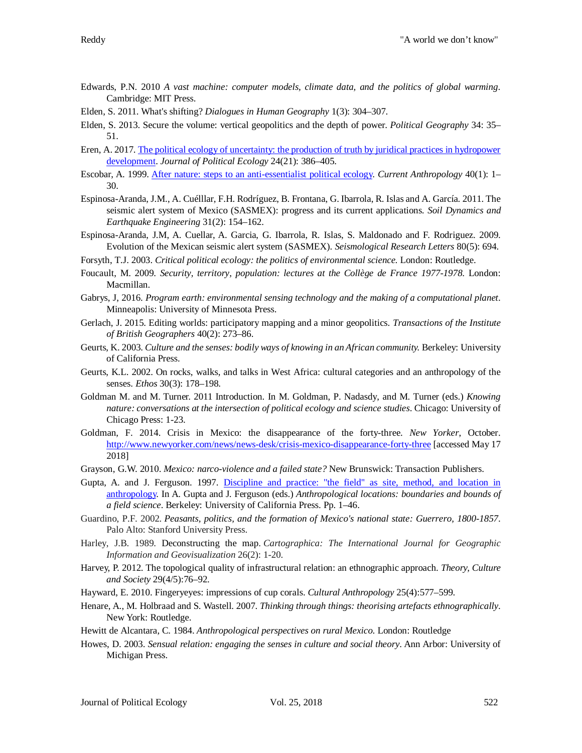Edwards, P.N. 2010 *A vast machine: computer models, climate data, and the politics of global warming*. Cambridge: MIT Press.

Elden, S. 2011. What's shifting? *Dialogues in Human Geography* 1(3): 304–307.

Elden, S. 2013. Secure the volume: vertical geopolitics and the depth of power. *Political Geography* 34: 35–51.

Eren, A. 2017. [The political ecology of uncertainty: the production of truth by juridical practices in hydropower development](). *Journal of Political Ecology* 24(21): 386–405.

Escobar, A. 1999. [After nature: steps to an anti-essentialist political ecology](). *Current Anthropology* 40(1): 1–30.

Espinosa-Aranda, J.M., A. Cuélllar, F.H. Rodríguez, B. Frontana, G. Ibarrola, R. Islas and A. García. 2011. The seismic alert system of Mexico (SASMEX): progress and its current applications. *Soil Dynamics and Earthquake Engineering* 31(2): 154–162.

Espinosa-Aranda, J.M, A. Cuellar, A. Garcia, G. Ibarrola, R. Islas, S. Maldonado and F. Rodriguez. 2009. Evolution of the Mexican seismic alert system (SASMEX). *Seismological Research Letters* 80(5): 694.

Forsyth, T.J. 2003. *Critical political ecology: the politics of environmental science.* London: Routledge.

Foucault, M. 2009. *Security, territory, population: lectures at the Collège de France 1977-1978.* London: Macmillan.

Gabrys, J, 2016. *Program earth: environmental sensing technology and the making of a computational planet*. Minneapolis: University of Minnesota Press.

Gerlach, J. 2015. Editing worlds: participatory mapping and a minor geopolitics. *Transactions of the Institute of British Geographers* 40(2): 273–86.

Geurts, K. 2003. *Culture and the senses: bodily ways of knowing in an African community.* Berkeley: University of California Press.

Geurts, K.L. 2002. On rocks, walks, and talks in West Africa: cultural categories and an anthropology of the senses. *Ethos* 30(3): 178–198.

Goldman M. and M. Turner. 2011 Introduction. In M. Goldman, P. Nadasdy, and M. Turner (eds.) *Knowing nature: conversations at the intersection of political ecology and science studies*. Chicago: University of Chicago Press: 1-23.

Goldman, F. 2014. Crisis in Mexico: the disappearance of the forty-three. *New Yorker*, October. http://www.newyorker.com/news/news-desk/crisis-mexico-disappearance-forty-three [accessed May 17 2018]

Grayson, G.W. 2010. *Mexico: narco-violence and a failed state?* New Brunswick: Transaction Publishers.

Gupta, A. and J. Ferguson. 1997. [Discipline and practice: "the field" as site, method, and location in anthropology](). In A. Gupta and J. Ferguson (eds.) *Anthropological locations: boundaries and bounds of a field science*. Berkeley: University of California Press. Pp. 1–46.

Guardino, P.F. 2002. *Peasants, politics, and the formation of Mexico's national state: Guerrero, 1800-1857*. Palo Alto: Stanford University Press.

Harley, J.B. 1989. Deconstructing the map. *Cartographica: The International Journal for Geographic Information and Geovisualization* 26(2): 1-20.

Harvey, P. 2012. The topological quality of infrastructural relation: an ethnographic approach. *Theory, Culture and Society* 29(4/5):76–92.

Hayward, E. 2010. Fingeryeyes: impressions of cup corals. *Cultural Anthropology* 25(4):577–599.

Henare, A., M. Holbraad and S. Wastell. 2007. *Thinking through things: theorising artefacts ethnographically*. New York: Routledge.

Hewitt de Alcantara, C. 1984. *Anthropological perspectives on rural Mexico.* London: Routledge

Howes, D. 2003. *Sensual relation: engaging the senses in culture and social theory*. Ann Arbor: University of Michigan Press.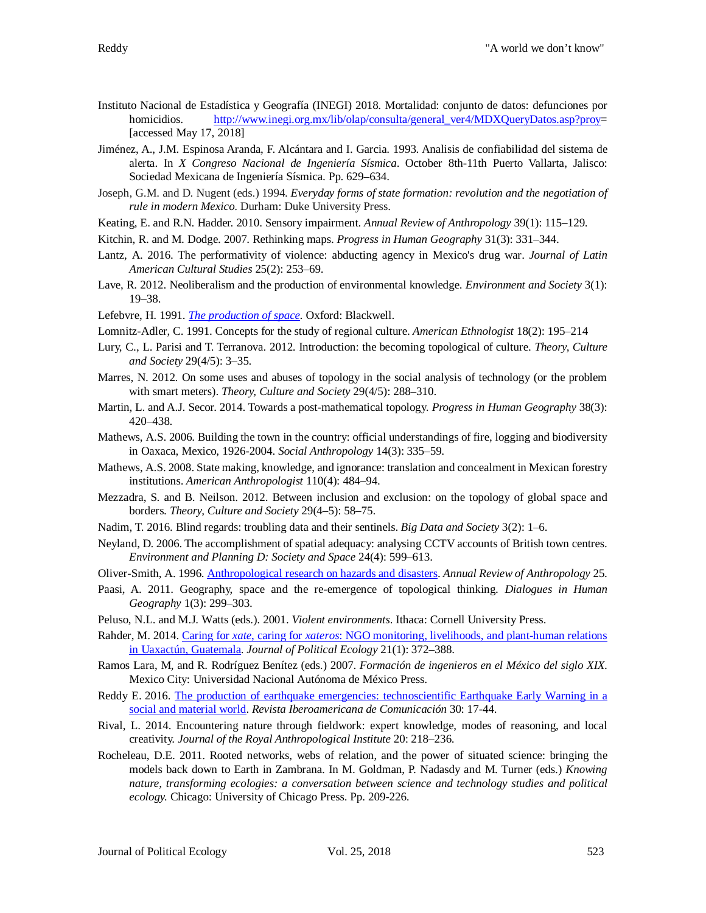Instituto Nacional de Estadística y Geografía (INEGI) 2018. Mortalidad: conjunto de datos: defunciones por homicidios. http://www.inegi.org.mx/lib/olap/consulta/general_ver4/MDXQueryDatos.asp?proy= [accessed May 17, 2018]

Jiménez, A., J.M. Espinosa Aranda, F. Alcántara and I. Garcia. 1993. Analisis de confiabilidad del sistema de alerta. In *X Congreso Nacional de Ingeniería Sísmica*. October 8th-11th Puerto Vallarta, Jalisco: Sociedad Mexicana de Ingeniería Sísmica. Pp. 629–634.

Joseph, G.M. and D. Nugent (eds.) 1994. *Everyday forms of state formation: revolution and the negotiation of rule in modern Mexico.* Durham: Duke University Press.

Keating, E. and R.N. Hadder. 2010. Sensory impairment. *Annual Review of Anthropology* 39(1): 115–129.

Kitchin, R. and M. Dodge. 2007. Rethinking maps. *Progress in Human Geography* 31(3): 331–344.

Lantz, A. 2016. The performativity of violence: abducting agency in Mexico's drug war. *Journal of Latin American Cultural Studies* 25(2): 253–69.

Lave, R. 2012. Neoliberalism and the production of environmental knowledge. *Environment and Society* 3(1): 19–38.

Lefebvre, H. 1991. *The production of space.* Oxford: Blackwell.

Lomnitz-Adler, C. 1991. Concepts for the study of regional culture. *American Ethnologist* 18(2): 195–214

Lury, C., L. Parisi and T. Terranova. 2012. Introduction: the becoming topological of culture. *Theory, Culture and Society* 29(4/5): 3–35.

Marres, N. 2012. On some uses and abuses of topology in the social analysis of technology (or the problem with smart meters). *Theory, Culture and Society* 29(4/5): 288–310.

Martin, L. and A.J. Secor. 2014. Towards a post-mathematical topology. *Progress in Human Geography* 38(3): 420–438.

Mathews, A.S. 2006. Building the town in the country: official understandings of fire, logging and biodiversity in Oaxaca, Mexico, 1926-2004. *Social Anthropology* 14(3): 335–59.

Mathews, A.S. 2008. State making, knowledge, and ignorance: translation and concealment in Mexican forestry institutions. *American Anthropologist* 110(4): 484–94.

Mezzadra, S. and B. Neilson. 2012. Between inclusion and exclusion: on the topology of global space and borders. *Theory, Culture and Society* 29(4–5): 58–75.

Nadim, T. 2016. Blind regards: troubling data and their sentinels. *Big Data and Society* 3(2): 1–6.

Neyland, D. 2006. The accomplishment of spatial adequacy: analysing CCTV accounts of British town centres. *Environment and Planning D: Society and Space* 24(4): 599–613.

Oliver-Smith, A. 1996. Anthropological research on hazards and disasters. *Annual Review of Anthropology* 25.

Paasi, A. 2011. Geography, space and the re-emergence of topological thinking. *Dialogues in Human Geography* 1(3): 299–303.

Peluso, N.L. and M.J. Watts (eds.). 2001. *Violent environments*. Ithaca: Cornell University Press.

Rahder, M. 2014. Caring for *xate*, caring for *xateros*: NGO monitoring, livelihoods, and plant-human relations in Uaxactún, Guatemala. *Journal of Political Ecology* 21(1): 372–388.

Ramos Lara, M, and R. Rodríguez Benítez (eds.) 2007. *Formación de ingenieros en el México del siglo XIX*. Mexico City: Universidad Nacional Autónoma de México Press.

Reddy E. 2016. The production of earthquake emergencies: technoscientific Earthquake Early Warning in a social and material world. *Revista Iberoamericana de Comunicación* 30: 17-44.

Rival, L. 2014. Encountering nature through fieldwork: expert knowledge, modes of reasoning, and local creativity. *Journal of the Royal Anthropological Institute* 20: 218–236.

Rocheleau, D.E. 2011. Rooted networks, webs of relation, and the power of situated science: bringing the models back down to Earth in Zambrana. In M. Goldman, P. Nadasdy and M. Turner (eds.) *Knowing nature, transforming ecologies: a conversation between science and technology studies and political ecology.* Chicago: University of Chicago Press. Pp. 209-226.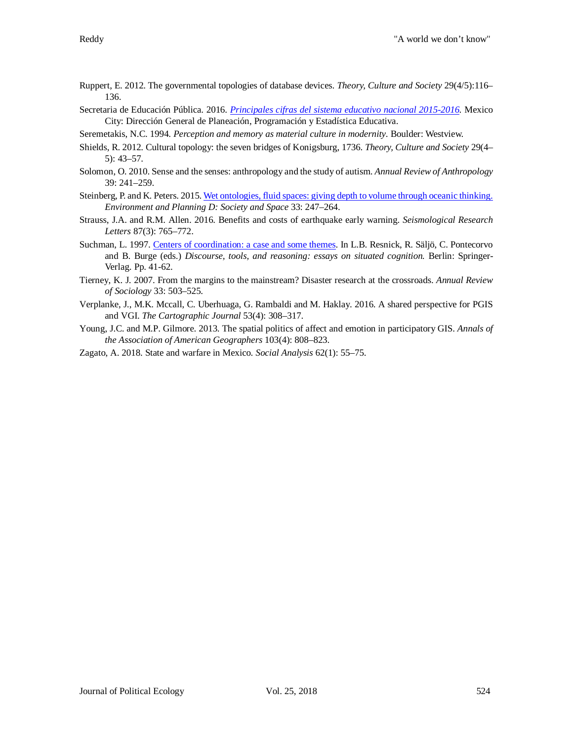Ruppert, E. 2012. The governmental topologies of database devices. *Theory, Culture and Society* 29(4/5):116–136.

Secretaria de Educación Pública. 2016. *Principales cifras del sistema educativo nacional 2015-2016.* Mexico City: Dirección General de Planeación, Programación y Estadística Educativa.

Seremetakis, N.C. 1994. *Perception and memory as material culture in modernity*. Boulder: Westview.

Shields, R. 2012. Cultural topology: the seven bridges of Konigsburg, 1736. *Theory, Culture and Society* 29(4–5): 43–57.

Solomon, O. 2010. Sense and the senses: anthropology and the study of autism. *Annual Review of Anthropology* 39: 241–259.

Steinberg, P. and K. Peters. 2015. Wet ontologies, fluid spaces: giving depth to volume through oceanic thinking. *Environment and Planning D: Society and Space* 33: 247–264.

Strauss, J.A. and R.M. Allen. 2016. Benefits and costs of earthquake early warning. *Seismological Research Letters* 87(3): 765–772.

Suchman, L. 1997. Centers of coordination: a case and some themes. In L.B. Resnick, R. Säljö, C. Pontecorvo and B. Burge (eds.) *Discourse, tools, and reasoning: essays on situated cognition.* Berlin: Springer-Verlag. Pp. 41-62.

Tierney, K. J. 2007. From the margins to the mainstream? Disaster research at the crossroads. *Annual Review of Sociology* 33: 503–525.

Verplanke, J., M.K. Mccall, C. Uberhuaga, G. Rambaldi and M. Haklay. 2016. A shared perspective for PGIS and VGI. *The Cartographic Journal* 53(4): 308–317.

Young, J.C. and M.P. Gilmore. 2013. The spatial politics of affect and emotion in participatory GIS. *Annals of the Association of American Geographers* 103(4): 808–823.

Zagato, A. 2018. State and warfare in Mexico. *Social Analysis* 62(1): 55–75.